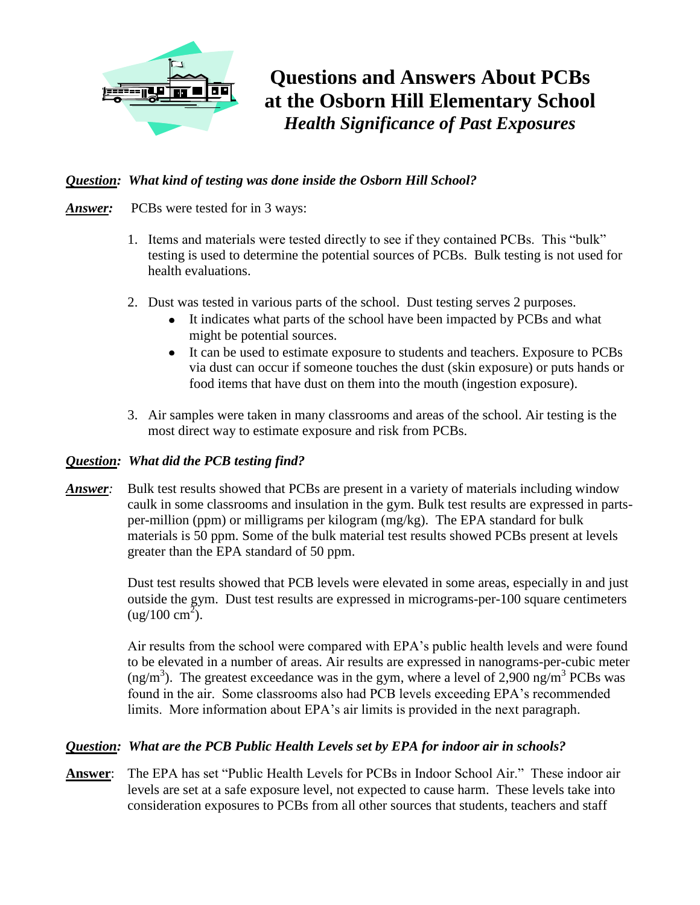# Questions and Answers About PCBs at the Osborn Hill Elementary School

## *Health Significance of Past Exposures*

***Question:*** ***What kind of testing was done inside the Osborn Hill School?***

***Answer:*** PCBs were tested for in 3 ways:

1. Items and materials were tested directly to see if they contained PCBs. This "bulk" testing is used to determine the potential sources of PCBs. Bulk testing is not used for health evaluations.

2. Dust was tested in various parts of the school. Dust testing serves 2 purposes.
   - It indicates what parts of the school have been impacted by PCBs and what might be potential sources.
   - It can be used to estimate exposure to students and teachers. Exposure to PCBs via dust can occur if someone touches the dust (skin exposure) or puts hands or food items that have dust on them into the mouth (ingestion exposure).

3. Air samples were taken in many classrooms and areas of the school. Air testing is the most direct way to estimate exposure and risk from PCBs.

***Question:*** ***What did the PCB testing find?***

***Answer:*** Bulk test results showed that PCBs are present in a variety of materials including window caulk in some classrooms and insulation in the gym. Bulk test results are expressed in parts-per-million (ppm) or milligrams per kilogram (mg/kg). The EPA standard for bulk materials is 50 ppm. Some of the bulk material test results showed PCBs present at levels greater than the EPA standard of 50 ppm.

Dust test results showed that PCB levels were elevated in some areas, especially in and just outside the gym. Dust test results are expressed in micrograms-per-100 square centimeters (ug/100 $cm^2$).

Air results from the school were compared with EPA's public health levels and were found to be elevated in a number of areas. Air results are expressed in nanograms-per-cubic meter ($ng/m^3$). The greatest exceedance was in the gym, where a level of 2,900 $ng/m^3$ PCBs was found in the air. Some classrooms also had PCB levels exceeding EPA's recommended limits. More information about EPA's air limits is provided in the next paragraph.

***Question:*** ***What are the PCB Public Health Levels set by EPA for indoor air in schools?***

**Answer**: The EPA has set "Public Health Levels for PCBs in Indoor School Air." These indoor air levels are set at a safe exposure level, not expected to cause harm. These levels take into consideration exposures to PCBs from all other sources that students, teachers and staff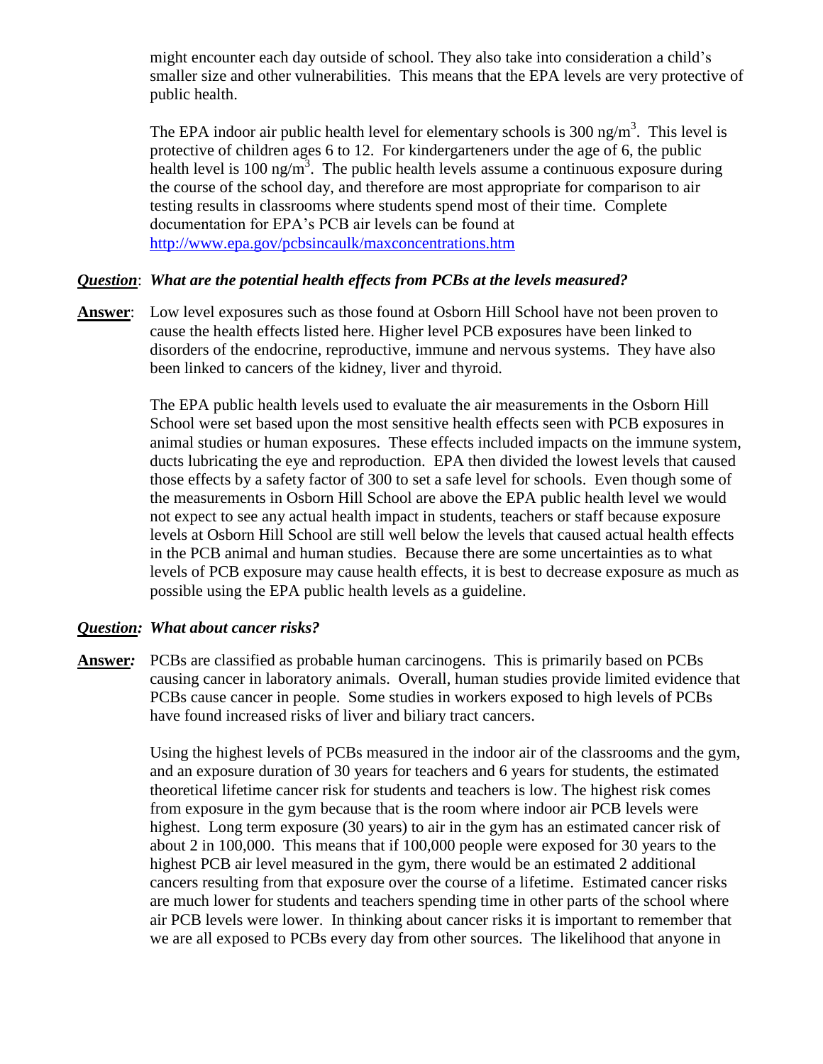might encounter each day outside of school. They also take into consideration a child's smaller size and other vulnerabilities. This means that the EPA levels are very protective of public health.

The EPA indoor air public health level for elementary schools is 300 $ng/m^3$. This level is protective of children ages 6 to 12. For kindergarteners under the age of 6, the public health level is 100 $ng/m^3$. The public health levels assume a continuous exposure during the course of the school day, and therefore are most appropriate for comparison to air testing results in classrooms where students spend most of their time. Complete documentation for EPA's PCB air levels can be found at http://www.epa.gov/pcbsincaulk/maxconcentrations.htm

***Question***: ***What are the potential health effects from PCBs at the levels measured?***

**Answer**: Low level exposures such as those found at Osborn Hill School have not been proven to cause the health effects listed here. Higher level PCB exposures have been linked to disorders of the endocrine, reproductive, immune and nervous systems. They have also been linked to cancers of the kidney, liver and thyroid.

The EPA public health levels used to evaluate the air measurements in the Osborn Hill School were set based upon the most sensitive health effects seen with PCB exposures in animal studies or human exposures. These effects included impacts on the immune system, ducts lubricating the eye and reproduction. EPA then divided the lowest levels that caused those effects by a safety factor of 300 to set a safe level for schools. Even though some of the measurements in Osborn Hill School are above the EPA public health level we would not expect to see any actual health impact in students, teachers or staff because exposure levels at Osborn Hill School are still well below the levels that caused actual health effects in the PCB animal and human studies. Because there are some uncertainties as to what levels of PCB exposure may cause health effects, it is best to decrease exposure as much as possible using the EPA public health levels as a guideline.

***Question: What about cancer risks?***

**Answer*:*** PCBs are classified as probable human carcinogens. This is primarily based on PCBs causing cancer in laboratory animals. Overall, human studies provide limited evidence that PCBs cause cancer in people. Some studies in workers exposed to high levels of PCBs have found increased risks of liver and biliary tract cancers.

Using the highest levels of PCBs measured in the indoor air of the classrooms and the gym, and an exposure duration of 30 years for teachers and 6 years for students, the estimated theoretical lifetime cancer risk for students and teachers is low. The highest risk comes from exposure in the gym because that is the room where indoor air PCB levels were highest. Long term exposure (30 years) to air in the gym has an estimated cancer risk of about 2 in 100,000. This means that if 100,000 people were exposed for 30 years to the highest PCB air level measured in the gym, there would be an estimated 2 additional cancers resulting from that exposure over the course of a lifetime. Estimated cancer risks are much lower for students and teachers spending time in other parts of the school where air PCB levels were lower. In thinking about cancer risks it is important to remember that we are all exposed to PCBs every day from other sources. The likelihood that anyone in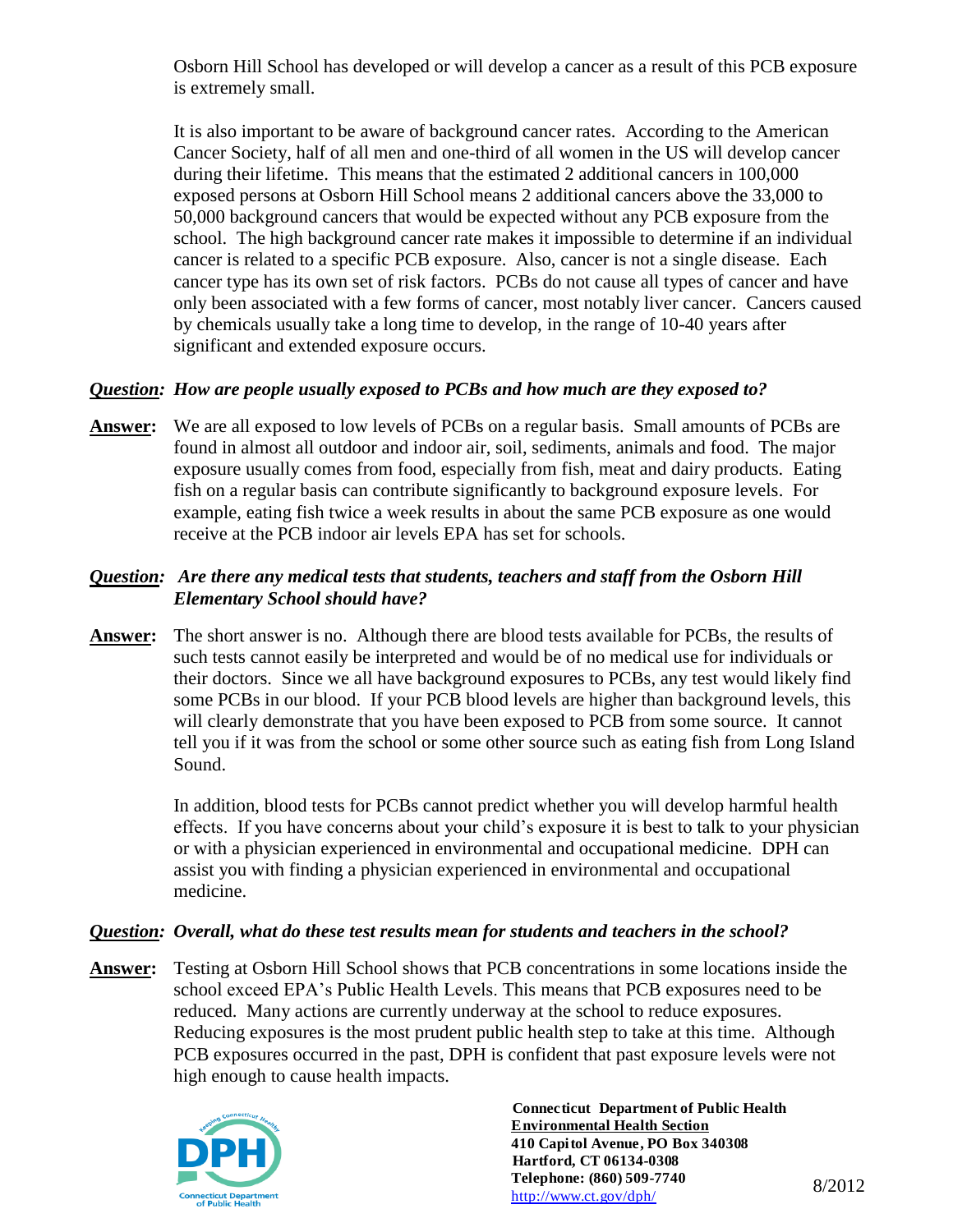Osborn Hill School has developed or will develop a cancer as a result of this PCB exposure is extremely small.

It is also important to be aware of background cancer rates. According to the American Cancer Society, half of all men and one-third of all women in the US will develop cancer during their lifetime. This means that the estimated 2 additional cancers in 100,000 exposed persons at Osborn Hill School means 2 additional cancers above the 33,000 to 50,000 background cancers that would be expected without any PCB exposure from the school. The high background cancer rate makes it impossible to determine if an individual cancer is related to a specific PCB exposure. Also, cancer is not a single disease. Each cancer type has its own set of risk factors. PCBs do not cause all types of cancer and have only been associated with a few forms of cancer, most notably liver cancer. Cancers caused by chemicals usually take a long time to develop, in the range of 10-40 years after significant and extended exposure occurs.

***Question:*** ***How are people usually exposed to PCBs and how much are they exposed to?***

**Answer:** We are all exposed to low levels of PCBs on a regular basis. Small amounts of PCBs are found in almost all outdoor and indoor air, soil, sediments, animals and food. The major exposure usually comes from food, especially from fish, meat and dairy products. Eating fish on a regular basis can contribute significantly to background exposure levels. For example, eating fish twice a week results in about the same PCB exposure as one would receive at the PCB indoor air levels EPA has set for schools.

***Question:*** ***Are there any medical tests that students, teachers and staff from the Osborn Hill Elementary School should have?***

**Answer:** The short answer is no. Although there are blood tests available for PCBs, the results of such tests cannot easily be interpreted and would be of no medical use for individuals or their doctors. Since we all have background exposures to PCBs, any test would likely find some PCBs in our blood. If your PCB blood levels are higher than background levels, this will clearly demonstrate that you have been exposed to PCB from some source. It cannot tell you if it was from the school or some other source such as eating fish from Long Island Sound.

In addition, blood tests for PCBs cannot predict whether you will develop harmful health effects. If you have concerns about your child's exposure it is best to talk to your physician or with a physician experienced in environmental and occupational medicine. DPH can assist you with finding a physician experienced in environmental and occupational medicine.

***Question:*** ***Overall, what do these test results mean for students and teachers in the school?***

**Answer:** Testing at Osborn Hill School shows that PCB concentrations in some locations inside the school exceed EPA's Public Health Levels. This means that PCB exposures need to be reduced. Many actions are currently underway at the school to reduce exposures. Reducing exposures is the most prudent public health step to take at this time. Although PCB exposures occurred in the past, DPH is confident that past exposure levels were not high enough to cause health impacts.

**Connecticut Department of Public Health**
**Environmental Health Section**
**410 Capitol Avenue, PO Box 340308**
**Hartford, CT 06134-0308**
**Telephone: (860) 509-7740**
http://www.ct.gov/dph/

8/2012